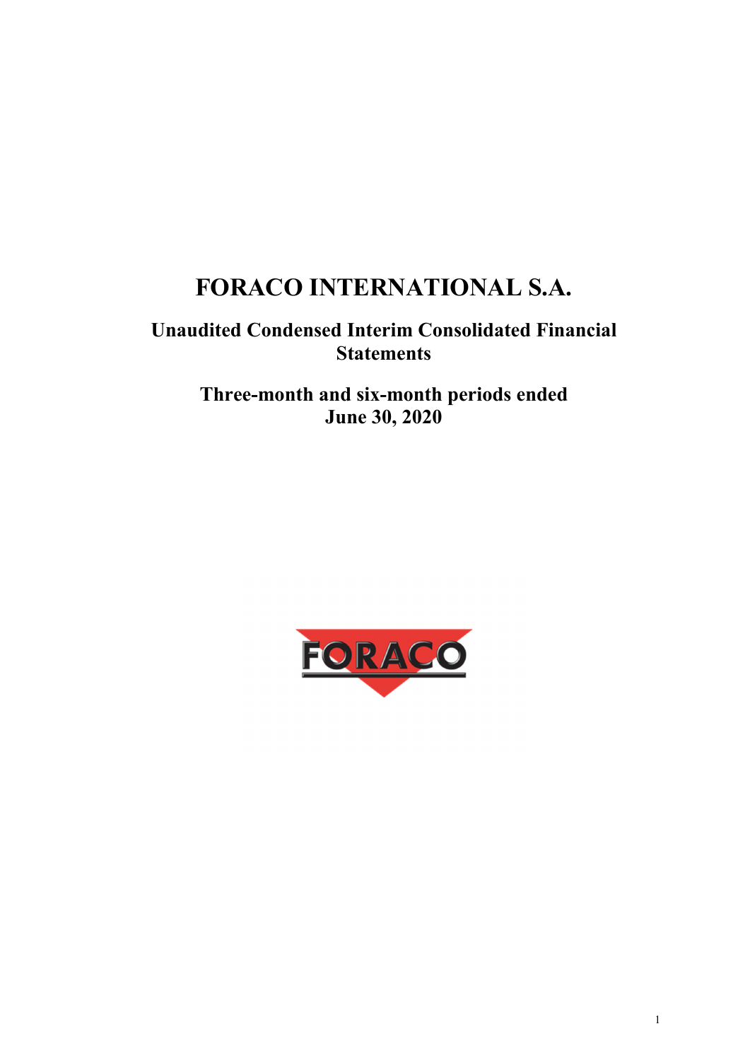# FORACO INTERNATIONAL S.A.

## Unaudited Condensed Interim Consolidated Financial Statements

## Three-month and six-month periods ended June 30, 2020

FORACO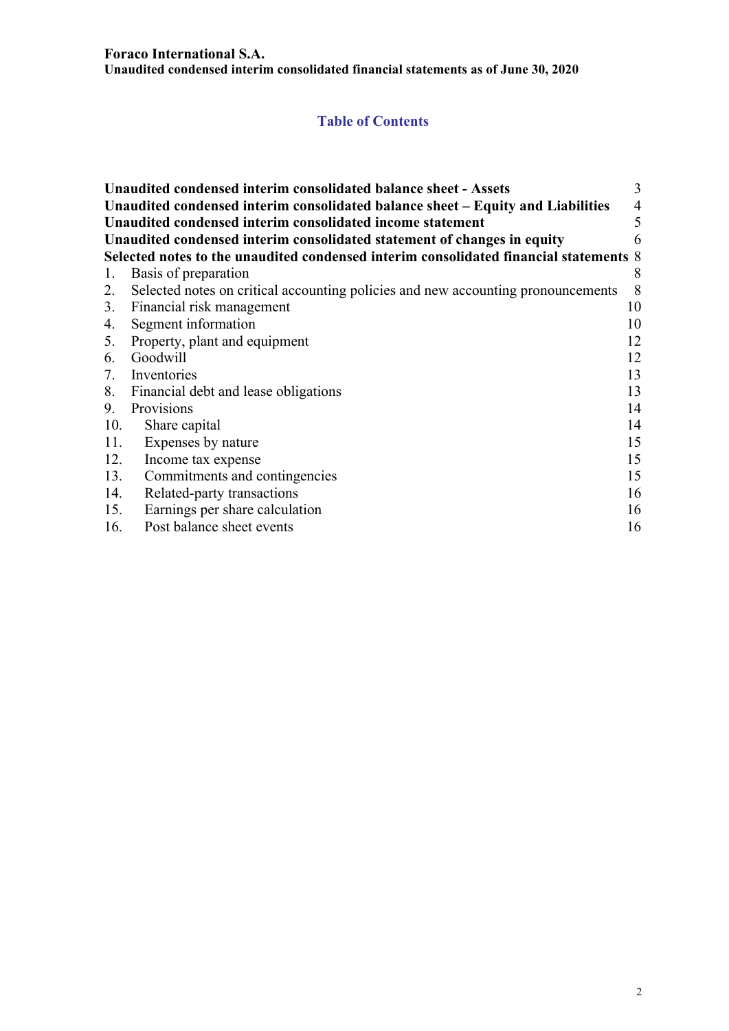## Table of Contents

| | | |
|---|---|---|
| **Unaudited condensed interim consolidated balance sheet - Assets** | | 3 |
| **Unaudited condensed interim consolidated balance sheet – Equity and Liabilities** | | 4 |
| **Unaudited condensed interim consolidated income statement** | | 5 |
| **Unaudited condensed interim consolidated statement of changes in equity** | | 6 |
| **Selected notes to the unaudited condensed interim consolidated financial statements** | | 8 |
| 1. | Basis of preparation | 8 |
| 2. | Selected notes on critical accounting policies and new accounting pronouncements | 8 |
| 3. | Financial risk management | 10 |
| 4. | Segment information | 10 |
| 5. | Property, plant and equipment | 12 |
| 6. | Goodwill | 12 |
| 7. | Inventories | 13 |
| 8. | Financial debt and lease obligations | 13 |
| 9. | Provisions | 14 |
| 10. | Share capital | 14 |
| 11. | Expenses by nature | 15 |
| 12. | Income tax expense | 15 |
| 13. | Commitments and contingencies | 15 |
| 14. | Related-party transactions | 16 |
| 15. | Earnings per share calculation | 16 |
| 16. | Post balance sheet events | 16 |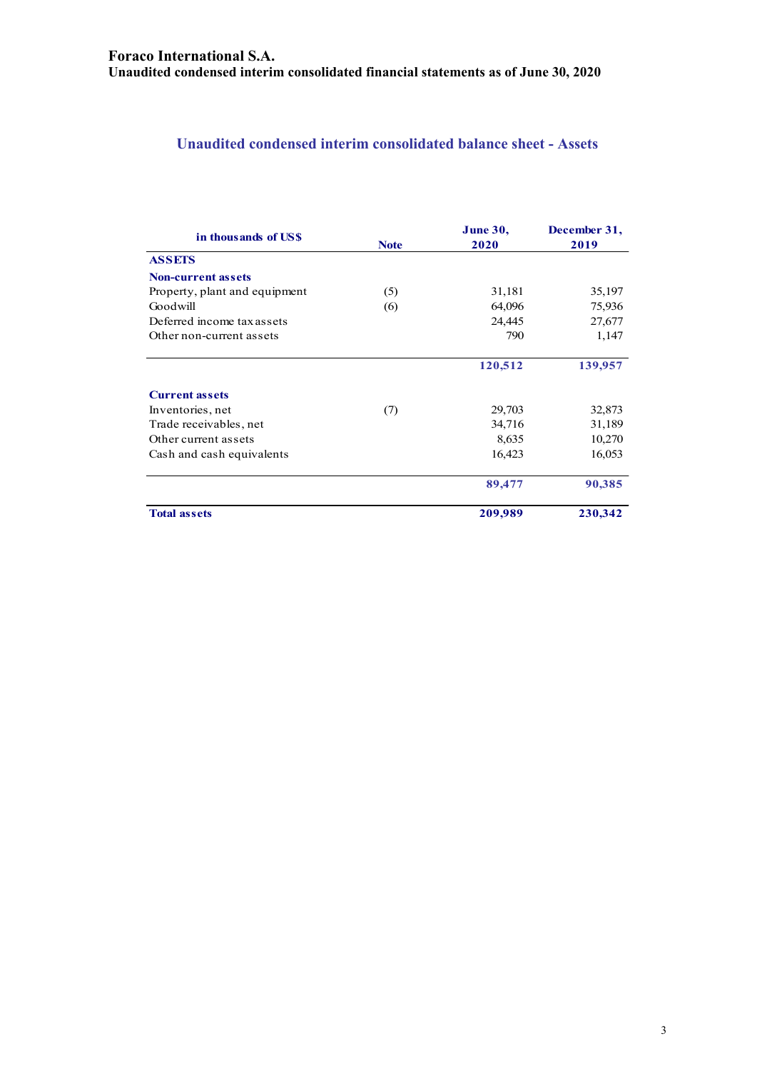# Foraco International S.A.
## Unaudited condensed interim consolidated financial statements as of June 30, 2020

### Unaudited condensed interim consolidated balance sheet - Assets

| in thousands of US$ | Note | June 30, 2020 | December 31, 2019 |
|---|---|---|---|
| **ASSETS** | | | |
| **Non-current assets** | | | |
| Property, plant and equipment | (5) | 31,181 | 35,197 |
| Goodwill | (6) | 64,096 | 75,936 |
| Deferred income tax assets | | 24,445 | 27,677 |
| Other non-current assets | | 790 | 1,147 |
| | | **120,512** | **139,957** |
| **Current assets** | | | |
| Inventories, net | (7) | 29,703 | 32,873 |
| Trade receivables, net | | 34,716 | 31,189 |
| Other current assets | | 8,635 | 10,270 |
| Cash and cash equivalents | | 16,423 | 16,053 |
| | | **89,477** | **90,385** |
| **Total assets** | | **209,989** | **230,342** |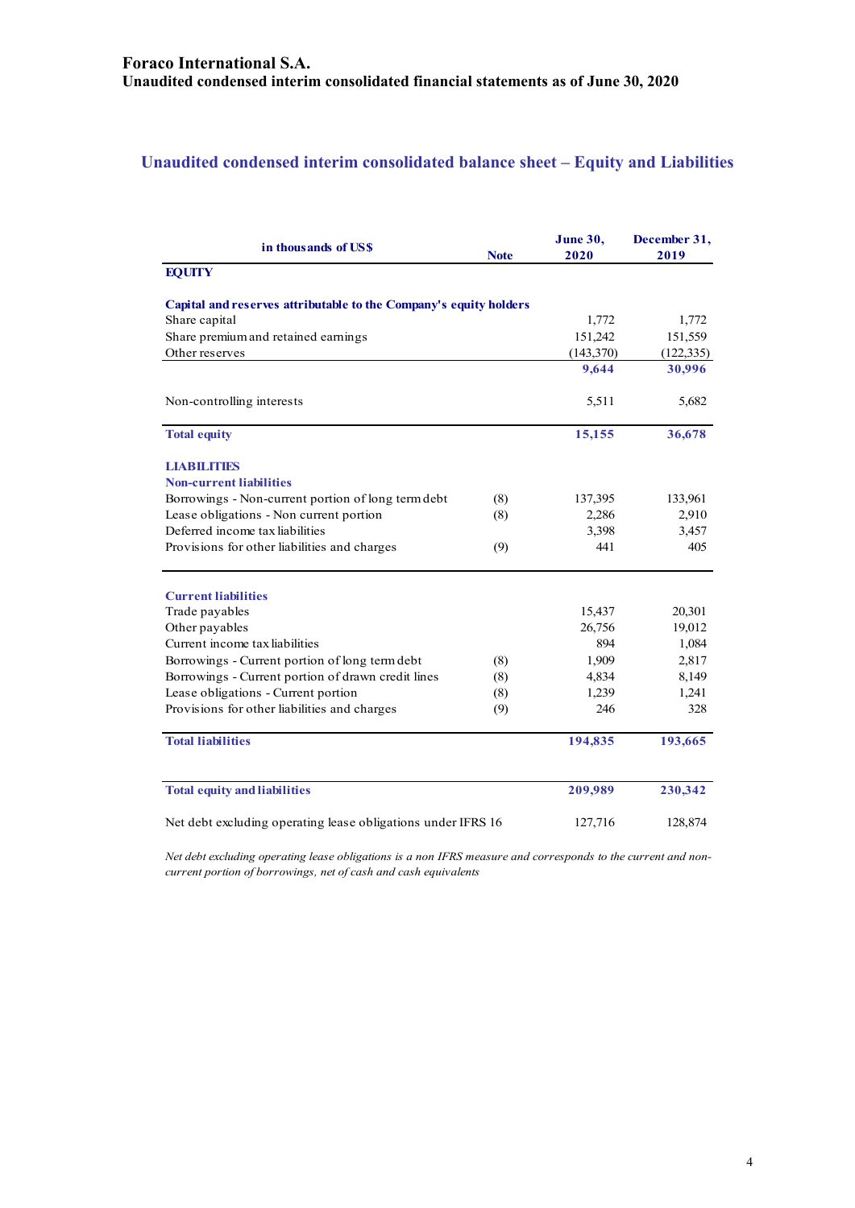# Foraco International S.A.
## Unaudited condensed interim consolidated financial statements as of June 30, 2020

## Unaudited condensed interim consolidated balance sheet – Equity and Liabilities

| in thousands of US$ | Note | June 30, 2020 | December 31, 2019 |
|---|---|---|---|
| **EQUITY** | | | |
| **Capital and reserves attributable to the Company's equity holders** | | | |
| Share capital | | 1,772 | 1,772 |
| Share premium and retained earnings | | 151,242 | 151,559 |
| Other reserves | | (143,370) | (122,335) |
| | | **9,644** | **30,996** |
| Non-controlling interests | | 5,511 | 5,682 |
| **Total equity** | | **15,155** | **36,678** |
| **LIABILITIES** | | | |
| **Non-current liabilities** | | | |
| Borrowings - Non-current portion of long term debt | (8) | 137,395 | 133,961 |
| Lease obligations - Non current portion | (8) | 2,286 | 2,910 |
| Deferred income tax liabilities | | 3,398 | 3,457 |
| Provisions for other liabilities and charges | (9) | 441 | 405 |
| **Current liabilities** | | | |
| Trade payables | | 15,437 | 20,301 |
| Other payables | | 26,756 | 19,012 |
| Current income tax liabilities | | 894 | 1,084 |
| Borrowings - Current portion of long term debt | (8) | 1,909 | 2,817 |
| Borrowings - Current portion of drawn credit lines | (8) | 4,834 | 8,149 |
| Lease obligations - Current portion | (8) | 1,239 | 1,241 |
| Provisions for other liabilities and charges | (9) | 246 | 328 |
| **Total liabilities** | | **194,835** | **193,665** |
| **Total equity and liabilities** | | **209,989** | **230,342** |
| Net debt excluding operating lease obligations under IFRS 16 | | 127,716 | 128,874 |

*Net debt excluding operating lease obligations is a non IFRS measure and corresponds to the current and non-current portion of borrowings, net of cash and cash equivalents*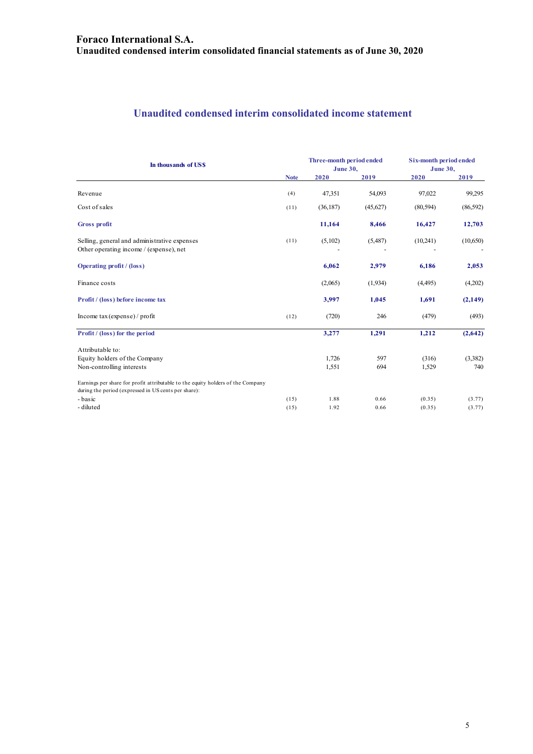# Foraco International S.A.
## Unaudited condensed interim consolidated financial statements as of June 30, 2020

## Unaudited condensed interim consolidated income statement

| In thousands of US$ | | Three-month period ended June 30, | | Six-month period ended June 30, | |
|---|---|---|---|---|---|
| | Note | 2020 | 2019 | 2020 | 2019 |
| Revenue | (4) | 47,351 | 54,093 | 97,022 | 99,295 |
| Cost of sales | (11) | (36,187) | (45,627) | (80,594) | (86,592) |
| **Gross profit** | | **11,164** | **8,466** | **16,427** | **12,703** |
| Selling, general and administrative expenses | (11) | (5,102) | (5,487) | (10,241) | (10,650) |
| Other operating income / (expense), net | | - | - | - | - |
| **Operating profit / (loss)** | | **6,062** | **2,979** | **6,186** | **2,053** |
| Finance costs | | (2,065) | (1,934) | (4,495) | (4,202) |
| **Profit / (loss) before income tax** | | **3,997** | **1,045** | **1,691** | **(2,149)** |
| Income tax (expense) / profit | (12) | (720) | 246 | (479) | (493) |
| **Profit / (loss) for the period** | | **3,277** | **1,291** | **1,212** | **(2,642)** |
| Attributable to: | | | | | |
| Equity holders of the Company | | 1,726 | 597 | (316) | (3,382) |
| Non-controlling interests | | 1,551 | 694 | 1,529 | 740 |
| Earnings per share for profit attributable to the equity holders of the Company during the period (expressed in US cents per share): | | | | | |
| - basic | (15) | 1.88 | 0.66 | (0.35) | (3.77) |
| - diluted | (15) | 1.92 | 0.66 | (0.35) | (3.77) |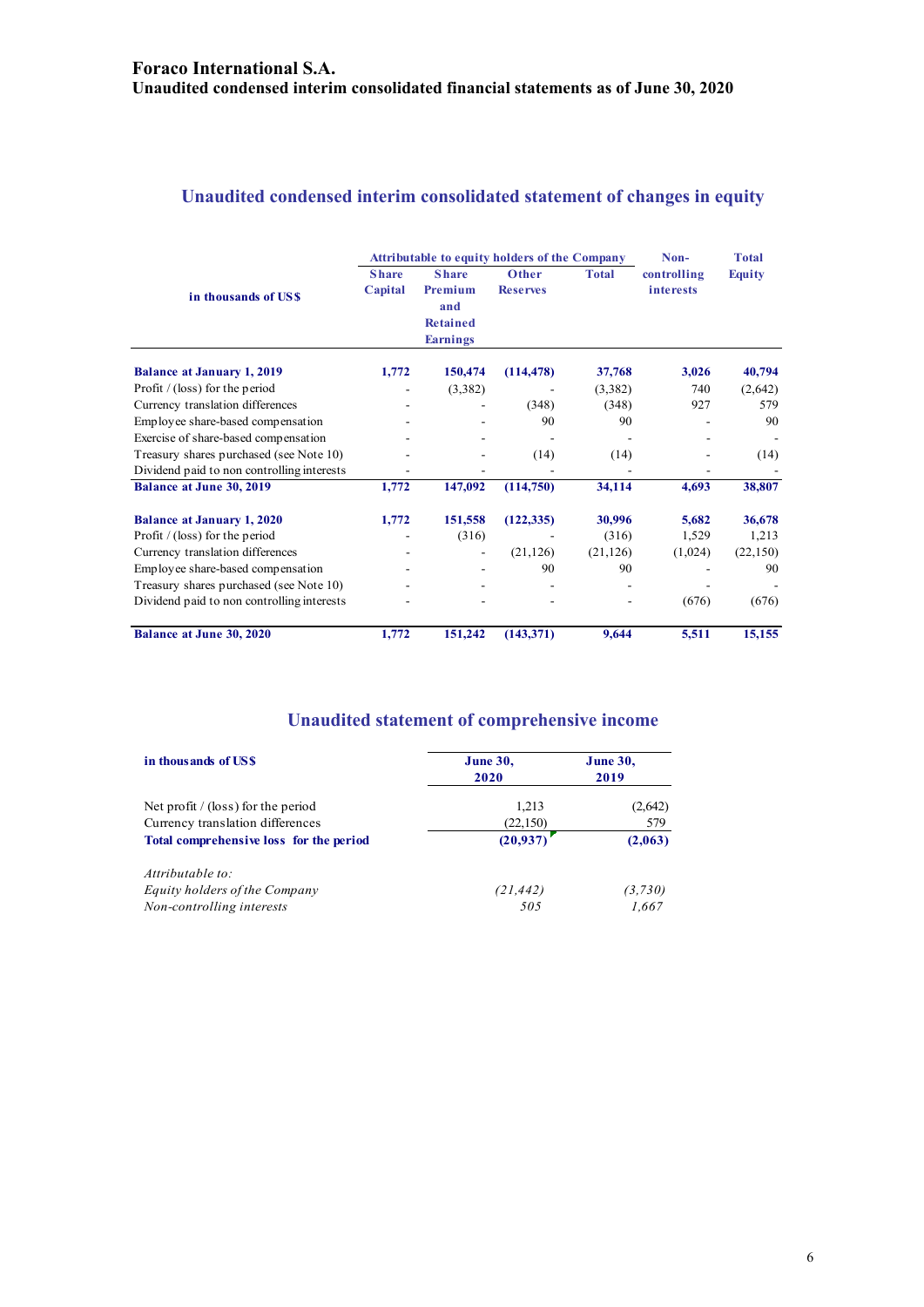# Foraco International S.A.

## Unaudited condensed interim consolidated financial statements as of June 30, 2020

## Unaudited condensed interim consolidated statement of changes in equity

| in thousands of US$ | Attributable to equity holders of the Company | | | | Non-controlling interests | Total Equity |
|---|---|---|---|---|---|---|
| | Share Capital | Share Premium and Retained Earnings | Other Reserves | Total | | |
| **Balance at January 1, 2019** | **1,772** | **150,474** | **(114,478)** | **37,768** | **3,026** | **40,794** |
| Profit / (loss) for the period | - | (3,382) | - | (3,382) | 740 | (2,642) |
| Currency translation differences | - | - | (348) | (348) | 927 | 579 |
| Employee share-based compensation | - | - | 90 | 90 | - | 90 |
| Exercise of share-based compensation | - | - | - | - | - | - |
| Treasury shares purchased (see Note 10) | - | - | (14) | (14) | - | (14) |
| Dividend paid to non controlling interests | - | - | - | - | - | - |
| **Balance at June 30, 2019** | **1,772** | **147,092** | **(114,750)** | **34,114** | **4,693** | **38,807** |
| **Balance at January 1, 2020** | **1,772** | **151,558** | **(122,335)** | **30,996** | **5,682** | **36,678** |
| Profit / (loss) for the period | - | (316) | - | (316) | 1,529 | 1,213 |
| Currency translation differences | - | - | (21,126) | (21,126) | (1,024) | (22,150) |
| Employee share-based compensation | - | - | 90 | 90 | - | 90 |
| Treasury shares purchased (see Note 10) | - | - | - | - | - | - |
| Dividend paid to non controlling interests | - | - | - | - | (676) | (676) |
| **Balance at June 30, 2020** | **1,772** | **151,242** | **(143,371)** | **9,644** | **5,511** | **15,155** |

## Unaudited statement of comprehensive income

| in thousands of US$ | June 30, 2020 | June 30, 2019 |
|---|---|---|
| Net profit / (loss) for the period | 1,213 | (2,642) |
| Currency translation differences | (22,150) | 579 |
| **Total comprehensive loss for the period** | **(20,937)** | **(2,063)** |
| *Attributable to:* | | |
| *Equity holders of the Company* | *(21,442)* | *(3,730)* |
| *Non-controlling interests* | *505* | *1,667* |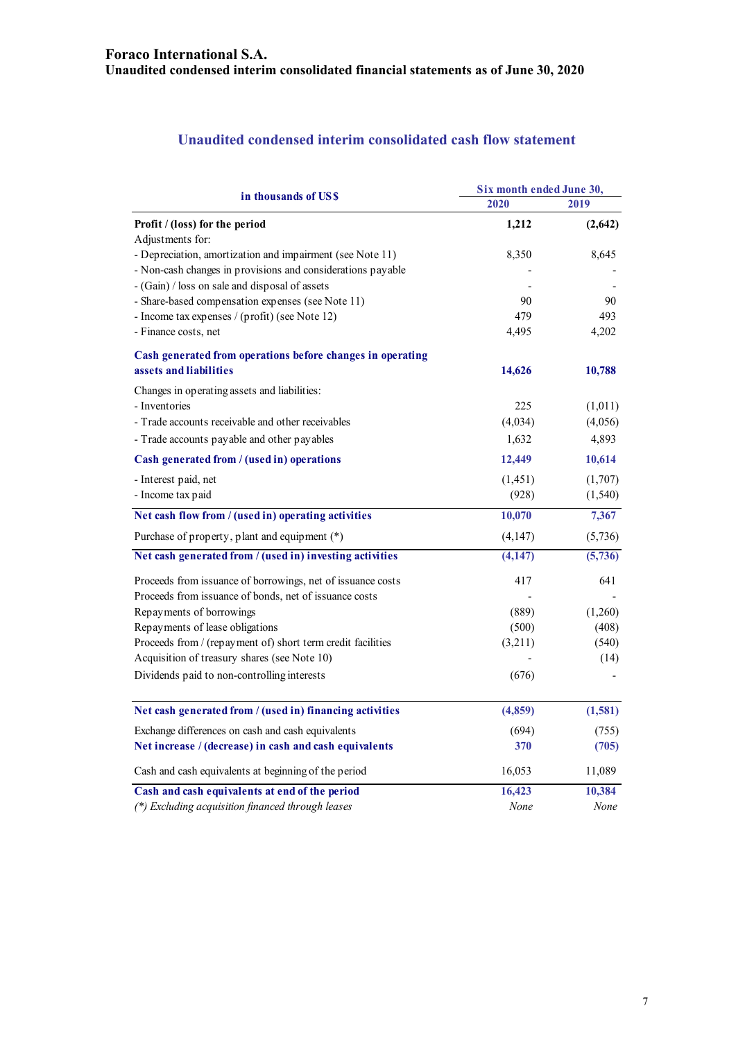Foraco International S.A.
Unaudited condensed interim consolidated financial statements as of June 30, 2020

## Unaudited condensed interim consolidated cash flow statement

| in thousands of US$ | Six month ended June 30, | |
|---|---|---|
| | 2020 | 2019 |
| **Profit / (loss) for the period** | **1,212** | **(2,642)** |
| Adjustments for: | | |
| - Depreciation, amortization and impairment (see Note 11) | 8,350 | 8,645 |
| - Non-cash changes in provisions and considerations payable | - | - |
| - (Gain) / loss on sale and disposal of assets | - | - |
| - Share-based compensation expenses (see Note 11) | 90 | 90 |
| - Income tax expenses / (profit) (see Note 12) | 479 | 493 |
| - Finance costs, net | 4,495 | 4,202 |
| **Cash generated from operations before changes in operating assets and liabilities** | **14,626** | **10,788** |
| Changes in operating assets and liabilities: | | |
| - Inventories | 225 | (1,011) |
| - Trade accounts receivable and other receivables | (4,034) | (4,056) |
| - Trade accounts payable and other payables | 1,632 | 4,893 |
| **Cash generated from / (used in) operations** | **12,449** | **10,614** |
| - Interest paid, net | (1,451) | (1,707) |
| - Income tax paid | (928) | (1,540) |
| **Net cash flow from / (used in) operating activities** | **10,070** | **7,367** |
| Purchase of property, plant and equipment (*) | (4,147) | (5,736) |
| **Net cash generated from / (used in) investing activities** | **(4,147)** | **(5,736)** |
| Proceeds from issuance of borrowings, net of issuance costs | 417 | 641 |
| Proceeds from issuance of bonds, net of issuance costs | - | - |
| Repayments of borrowings | (889) | (1,260) |
| Repayments of lease obligations | (500) | (408) |
| Proceeds from / (repayment of) short term credit facilities | (3,211) | (540) |
| Acquisition of treasury shares (see Note 10) | - | (14) |
| Dividends paid to non-controlling interests | (676) | - |
| **Net cash generated from / (used in) financing activities** | **(4,859)** | **(1,581)** |
| Exchange differences on cash and cash equivalents | (694) | (755) |
| **Net increase / (decrease) in cash and cash equivalents** | **370** | **(705)** |
| Cash and cash equivalents at beginning of the period | 16,053 | 11,089 |
| **Cash and cash equivalents at end of the period** | **16,423** | **10,384** |
| *(*) Excluding acquisition financed through leases* | *None* | *None* |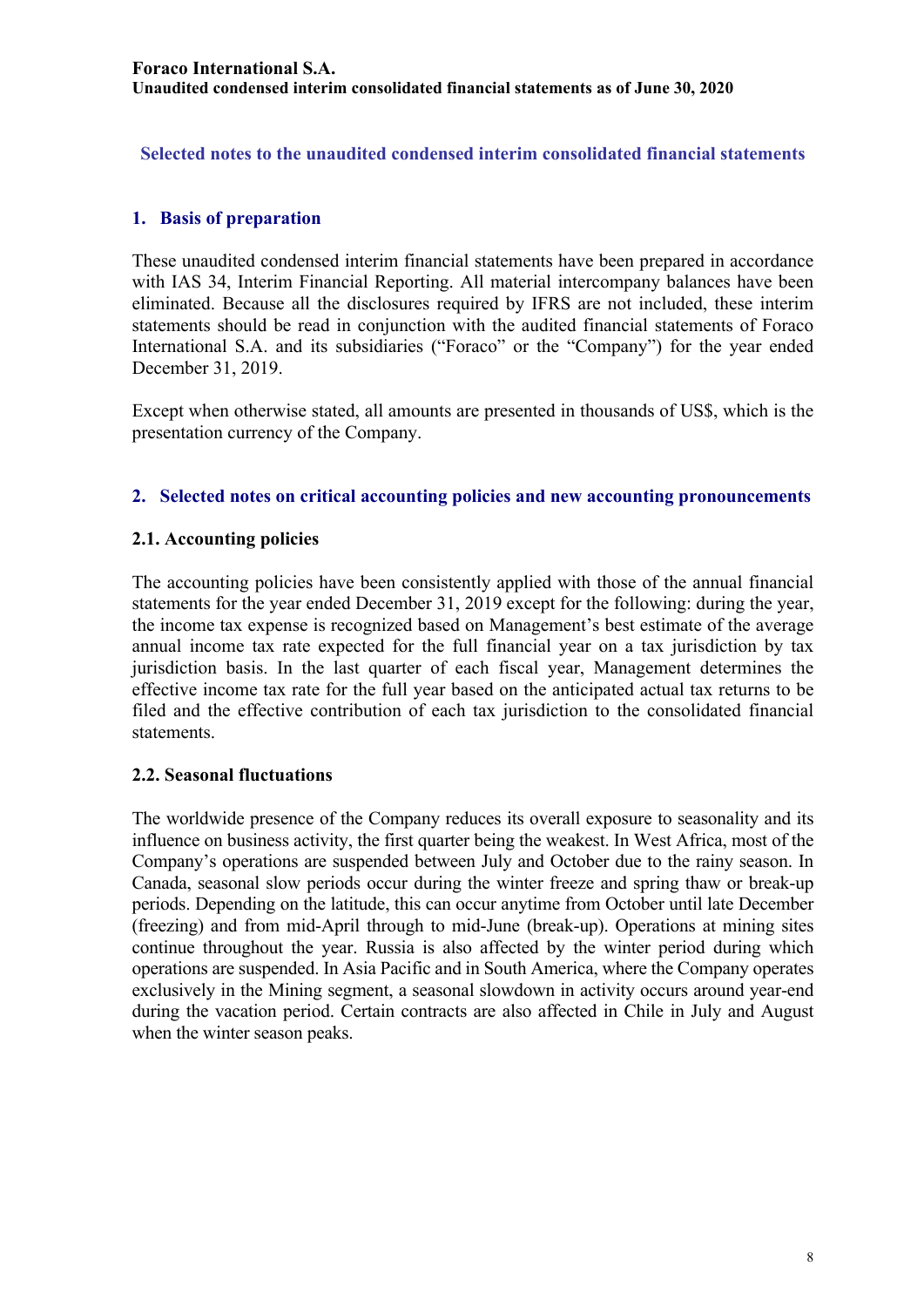## Selected notes to the unaudited condensed interim consolidated financial statements

### 1. Basis of preparation

These unaudited condensed interim financial statements have been prepared in accordance with IAS 34, Interim Financial Reporting. All material intercompany balances have been eliminated. Because all the disclosures required by IFRS are not included, these interim statements should be read in conjunction with the audited financial statements of Foraco International S.A. and its subsidiaries ("Foraco" or the "Company") for the year ended December 31, 2019.

Except when otherwise stated, all amounts are presented in thousands of US$, which is the presentation currency of the Company.

### 2. Selected notes on critical accounting policies and new accounting pronouncements

#### 2.1. Accounting policies

The accounting policies have been consistently applied with those of the annual financial statements for the year ended December 31, 2019 except for the following: during the year, the income tax expense is recognized based on Management's best estimate of the average annual income tax rate expected for the full financial year on a tax jurisdiction by tax jurisdiction basis. In the last quarter of each fiscal year, Management determines the effective income tax rate for the full year based on the anticipated actual tax returns to be filed and the effective contribution of each tax jurisdiction to the consolidated financial statements.

#### 2.2. Seasonal fluctuations

The worldwide presence of the Company reduces its overall exposure to seasonality and its influence on business activity, the first quarter being the weakest. In West Africa, most of the Company's operations are suspended between July and October due to the rainy season. In Canada, seasonal slow periods occur during the winter freeze and spring thaw or break-up periods. Depending on the latitude, this can occur anytime from October until late December (freezing) and from mid-April through to mid-June (break-up). Operations at mining sites continue throughout the year. Russia is also affected by the winter period during which operations are suspended. In Asia Pacific and in South America, where the Company operates exclusively in the Mining segment, a seasonal slowdown in activity occurs around year-end during the vacation period. Certain contracts are also affected in Chile in July and August when the winter season peaks.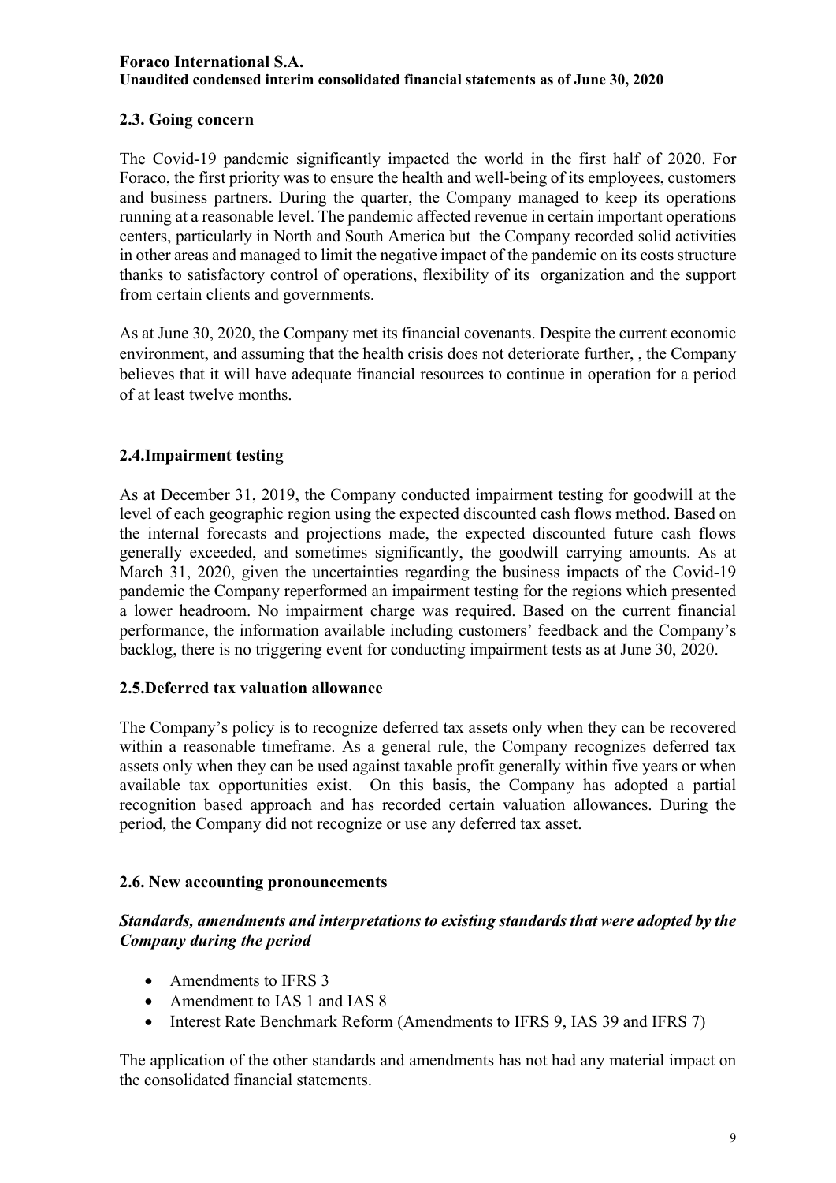## 2.3. Going concern

The Covid-19 pandemic significantly impacted the world in the first half of 2020. For Foraco, the first priority was to ensure the health and well-being of its employees, customers and business partners. During the quarter, the Company managed to keep its operations running at a reasonable level. The pandemic affected revenue in certain important operations centers, particularly in North and South America but the Company recorded solid activities in other areas and managed to limit the negative impact of the pandemic on its costs structure thanks to satisfactory control of operations, flexibility of its organization and the support from certain clients and governments.

As at June 30, 2020, the Company met its financial covenants. Despite the current economic environment, and assuming that the health crisis does not deteriorate further, , the Company believes that it will have adequate financial resources to continue in operation for a period of at least twelve months.

## 2.4.Impairment testing

As at December 31, 2019, the Company conducted impairment testing for goodwill at the level of each geographic region using the expected discounted cash flows method. Based on the internal forecasts and projections made, the expected discounted future cash flows generally exceeded, and sometimes significantly, the goodwill carrying amounts. As at March 31, 2020, given the uncertainties regarding the business impacts of the Covid-19 pandemic the Company reperformed an impairment testing for the regions which presented a lower headroom. No impairment charge was required. Based on the current financial performance, the information available including customers' feedback and the Company's backlog, there is no triggering event for conducting impairment tests as at June 30, 2020.

## 2.5.Deferred tax valuation allowance

The Company's policy is to recognize deferred tax assets only when they can be recovered within a reasonable timeframe. As a general rule, the Company recognizes deferred tax assets only when they can be used against taxable profit generally within five years or when available tax opportunities exist. On this basis, the Company has adopted a partial recognition based approach and has recorded certain valuation allowances. During the period, the Company did not recognize or use any deferred tax asset.

## 2.6. New accounting pronouncements

***Standards, amendments and interpretations to existing standards that were adopted by the Company during the period***

- Amendments to IFRS 3
- Amendment to IAS 1 and IAS 8
- Interest Rate Benchmark Reform (Amendments to IFRS 9, IAS 39 and IFRS 7)

The application of the other standards and amendments has not had any material impact on the consolidated financial statements.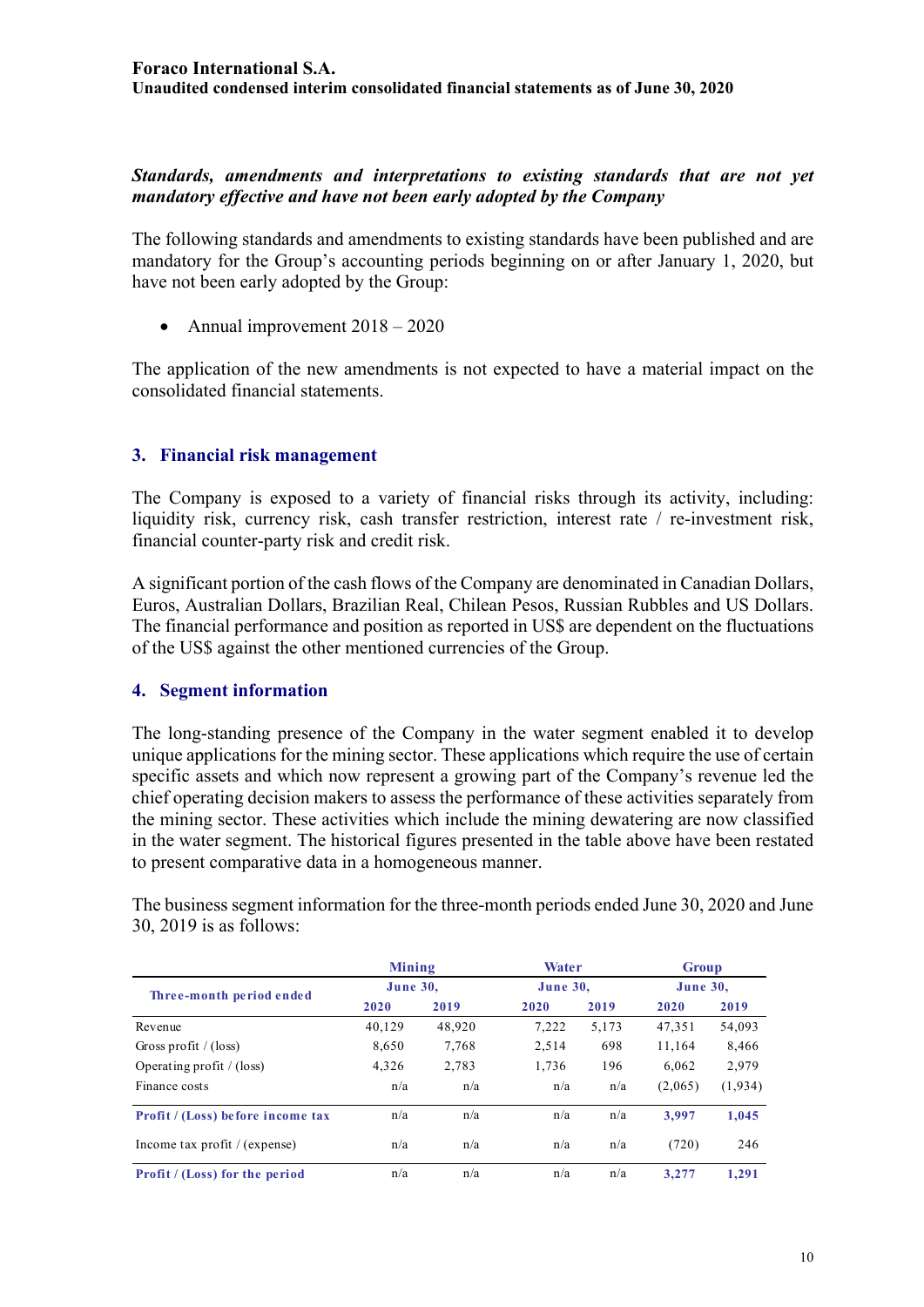***Standards, amendments and interpretations to existing standards that are not yet mandatory effective and have not been early adopted by the Company***

The following standards and amendments to existing standards have been published and are mandatory for the Group's accounting periods beginning on or after January 1, 2020, but have not been early adopted by the Group:

- Annual improvement 2018 – 2020

The application of the new amendments is not expected to have a material impact on the consolidated financial statements.

## 3. Financial risk management

The Company is exposed to a variety of financial risks through its activity, including: liquidity risk, currency risk, cash transfer restriction, interest rate / re-investment risk, financial counter-party risk and credit risk.

A significant portion of the cash flows of the Company are denominated in Canadian Dollars, Euros, Australian Dollars, Brazilian Real, Chilean Pesos, Russian Rubbles and US Dollars. The financial performance and position as reported in US$ are dependent on the fluctuations of the US$ against the other mentioned currencies of the Group.

## 4. Segment information

The long-standing presence of the Company in the water segment enabled it to develop unique applications for the mining sector. These applications which require the use of certain specific assets and which now represent a growing part of the Company's revenue led the chief operating decision makers to assess the performance of these activities separately from the mining sector. These activities which include the mining dewatering are now classified in the water segment. The historical figures presented in the table above have been restated to present comparative data in a homogeneous manner.

The business segment information for the three-month periods ended June 30, 2020 and June 30, 2019 is as follows:

| Three-month period ended | Mining | | Water | | Group | |
|---|---|---|---|---|---|---|
| | June 30, | | June 30, | | June 30, | |
| | 2020 | 2019 | 2020 | 2019 | 2020 | 2019 |
| Revenue | 40,129 | 48,920 | 7,222 | 5,173 | 47,351 | 54,093 |
| Gross profit / (loss) | 8,650 | 7,768 | 2,514 | 698 | 11,164 | 8,466 |
| Operating profit / (loss) | 4,326 | 2,783 | 1,736 | 196 | 6,062 | 2,979 |
| Finance costs | n/a | n/a | n/a | n/a | (2,065) | (1,934) |
| **Profit / (Loss) before income tax** | n/a | n/a | n/a | n/a | **3,997** | **1,045** |
| Income tax profit / (expense) | n/a | n/a | n/a | n/a | (720) | 246 |
| **Profit / (Loss) for the period** | n/a | n/a | n/a | n/a | **3,277** | **1,291** |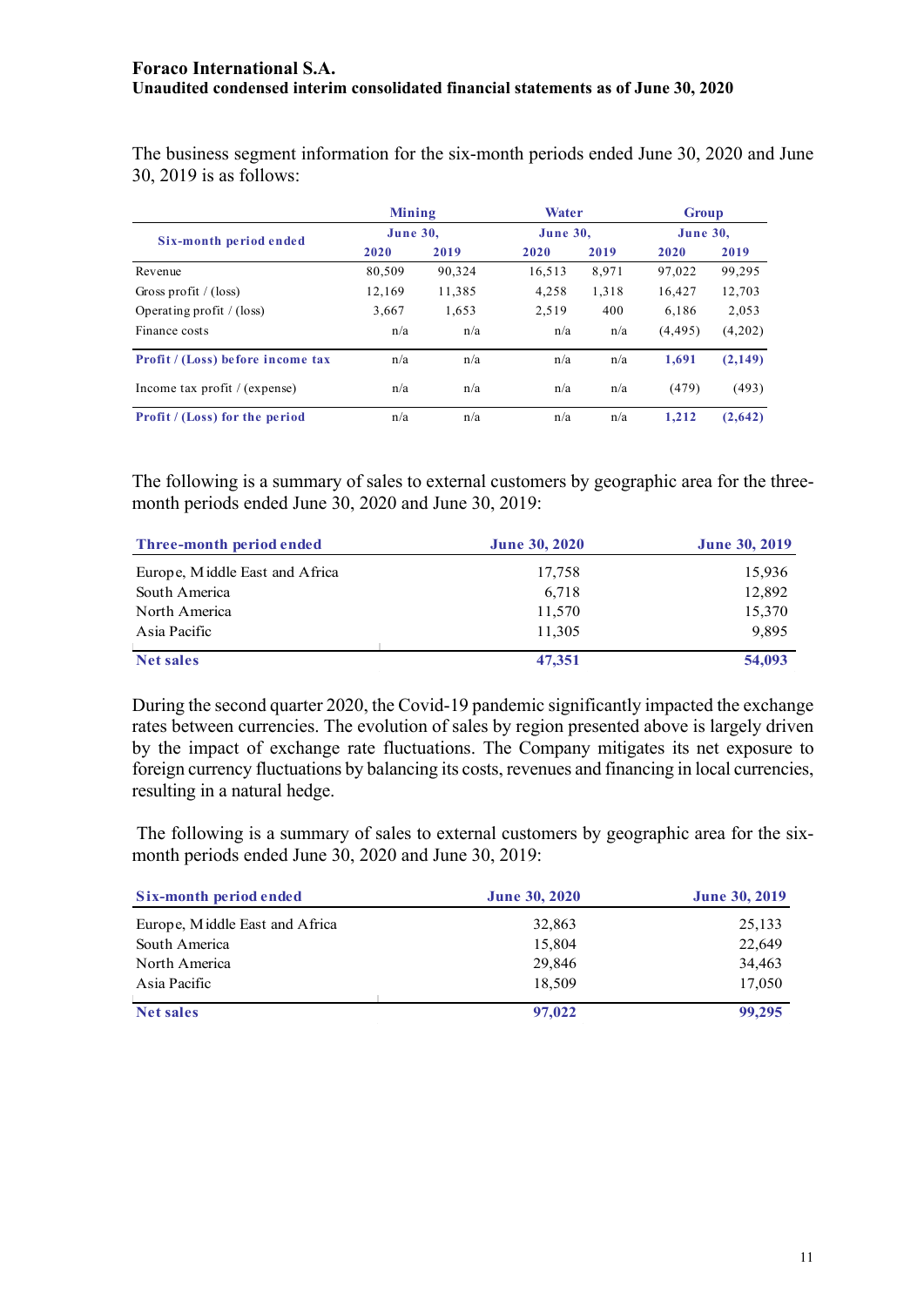The business segment information for the six-month periods ended June 30, 2020 and June 30, 2019 is as follows:

| Six-month period ended | Mining | | Water | | Group | |
|---|---|---|---|---|---|---|
| | June 30, | | June 30, | | June 30, | |
| | 2020 | 2019 | 2020 | 2019 | 2020 | 2019 |
| Revenue | 80,509 | 90,324 | 16,513 | 8,971 | 97,022 | 99,295 |
| Gross profit / (loss) | 12,169 | 11,385 | 4,258 | 1,318 | 16,427 | 12,703 |
| Operating profit / (loss) | 3,667 | 1,653 | 2,519 | 400 | 6,186 | 2,053 |
| Finance costs | n/a | n/a | n/a | n/a | (4,495) | (4,202) |
| **Profit / (Loss) before income tax** | n/a | n/a | n/a | n/a | **1,691** | **(2,149)** |
| Income tax profit / (expense) | n/a | n/a | n/a | n/a | (479) | (493) |
| **Profit / (Loss) for the period** | n/a | n/a | n/a | n/a | **1,212** | **(2,642)** |

The following is a summary of sales to external customers by geographic area for the three-month periods ended June 30, 2020 and June 30, 2019:

| Three-month period ended | June 30, 2020 | June 30, 2019 |
|---|---|---|
| Europe, Middle East and Africa | 17,758 | 15,936 |
| South America | 6,718 | 12,892 |
| North America | 11,570 | 15,370 |
| Asia Pacific | 11,305 | 9,895 |
| **Net sales** | **47,351** | **54,093** |

During the second quarter 2020, the Covid-19 pandemic significantly impacted the exchange rates between currencies. The evolution of sales by region presented above is largely driven by the impact of exchange rate fluctuations. The Company mitigates its net exposure to foreign currency fluctuations by balancing its costs, revenues and financing in local currencies, resulting in a natural hedge.

The following is a summary of sales to external customers by geographic area for the six-month periods ended June 30, 2020 and June 30, 2019:

| Six-month period ended | June 30, 2020 | June 30, 2019 |
|---|---|---|
| Europe, Middle East and Africa | 32,863 | 25,133 |
| South America | 15,804 | 22,649 |
| North America | 29,846 | 34,463 |
| Asia Pacific | 18,509 | 17,050 |
| **Net sales** | **97,022** | **99,295** |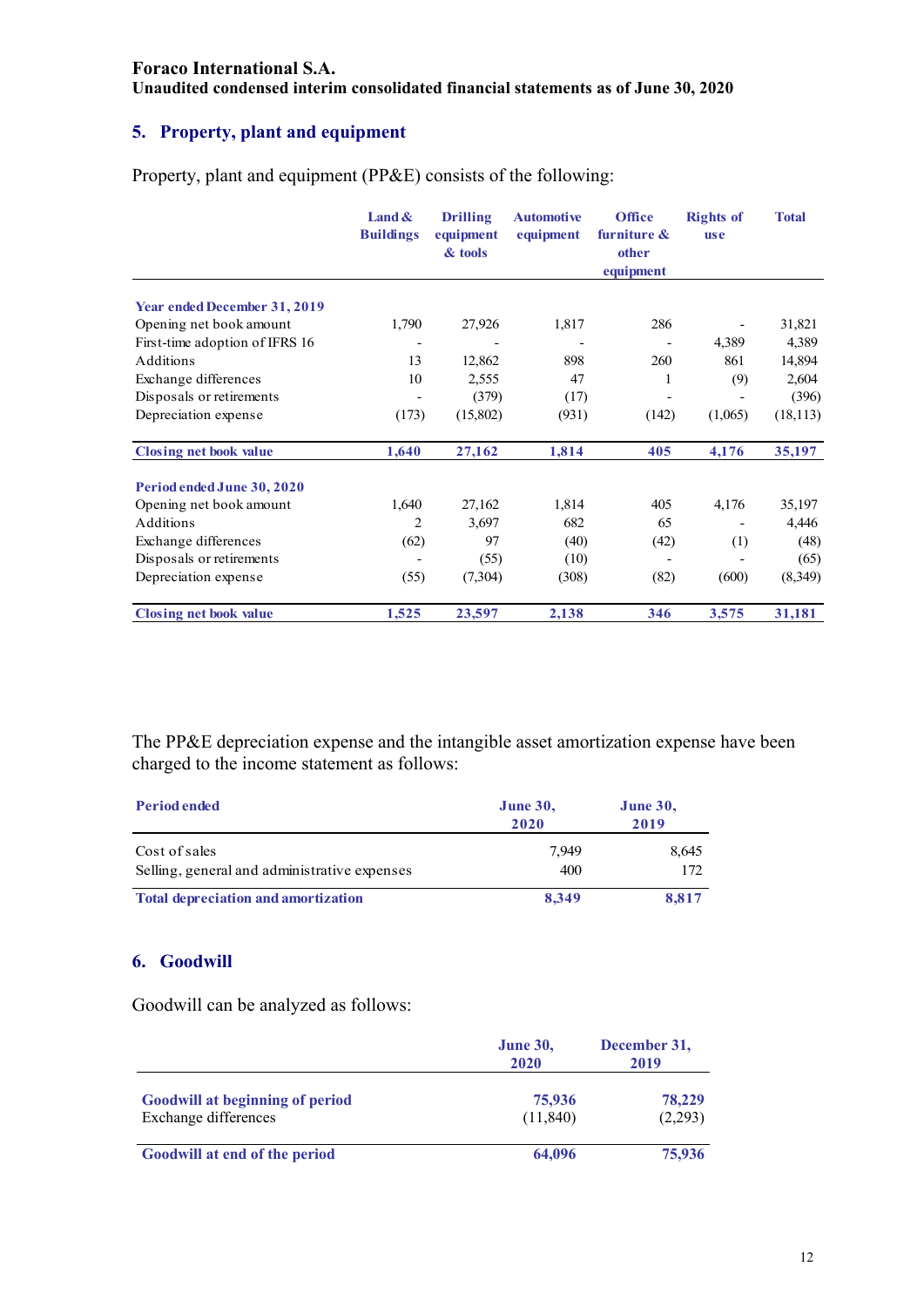Foraco International S.A.
Unaudited condensed interim consolidated financial statements as of June 30, 2020

## 5. Property, plant and equipment

Property, plant and equipment (PP&E) consists of the following:

| | Land & Buildings | Drilling equipment & tools | Automotive equipment | Office furniture & other equipment | Rights of use | Total |
|---|---|---|---|---|---|---|
| **Year ended December 31, 2019** | | | | | | |
| Opening net book amount | 1,790 | 27,926 | 1,817 | 286 | - | 31,821 |
| First-time adoption of IFRS 16 | - | - | - | - | 4,389 | 4,389 |
| Additions | 13 | 12,862 | 898 | 260 | 861 | 14,894 |
| Exchange differences | 10 | 2,555 | 47 | 1 | (9) | 2,604 |
| Disposals or retirements | - | (379) | (17) | - | - | (396) |
| Depreciation expense | (173) | (15,802) | (931) | (142) | (1,065) | (18,113) |
| **Closing net book value** | **1,640** | **27,162** | **1,814** | **405** | **4,176** | **35,197** |
| **Period ended June 30, 2020** | | | | | | |
| Opening net book amount | 1,640 | 27,162 | 1,814 | 405 | 4,176 | 35,197 |
| Additions | 2 | 3,697 | 682 | 65 | - | 4,446 |
| Exchange differences | (62) | 97 | (40) | (42) | (1) | (48) |
| Disposals or retirements | - | (55) | (10) | - | - | (65) |
| Depreciation expense | (55) | (7,304) | (308) | (82) | (600) | (8,349) |
| **Closing net book value** | **1,525** | **23,597** | **2,138** | **346** | **3,575** | **31,181** |

The PP&E depreciation expense and the intangible asset amortization expense have been charged to the income statement as follows:

| Period ended | June 30, 2020 | June 30, 2019 |
|---|---|---|
| Cost of sales | 7,949 | 8,645 |
| Selling, general and administrative expenses | 400 | 172 |
| **Total depreciation and amortization** | **8,349** | **8,817** |

## 6. Goodwill

Goodwill can be analyzed as follows:

| | June 30, 2020 | December 31, 2019 |
|---|---|---|
| **Goodwill at beginning of period** | **75,936** | **78,229** |
| Exchange differences | (11,840) | (2,293) |
| **Goodwill at end of the period** | **64,096** | **75,936** |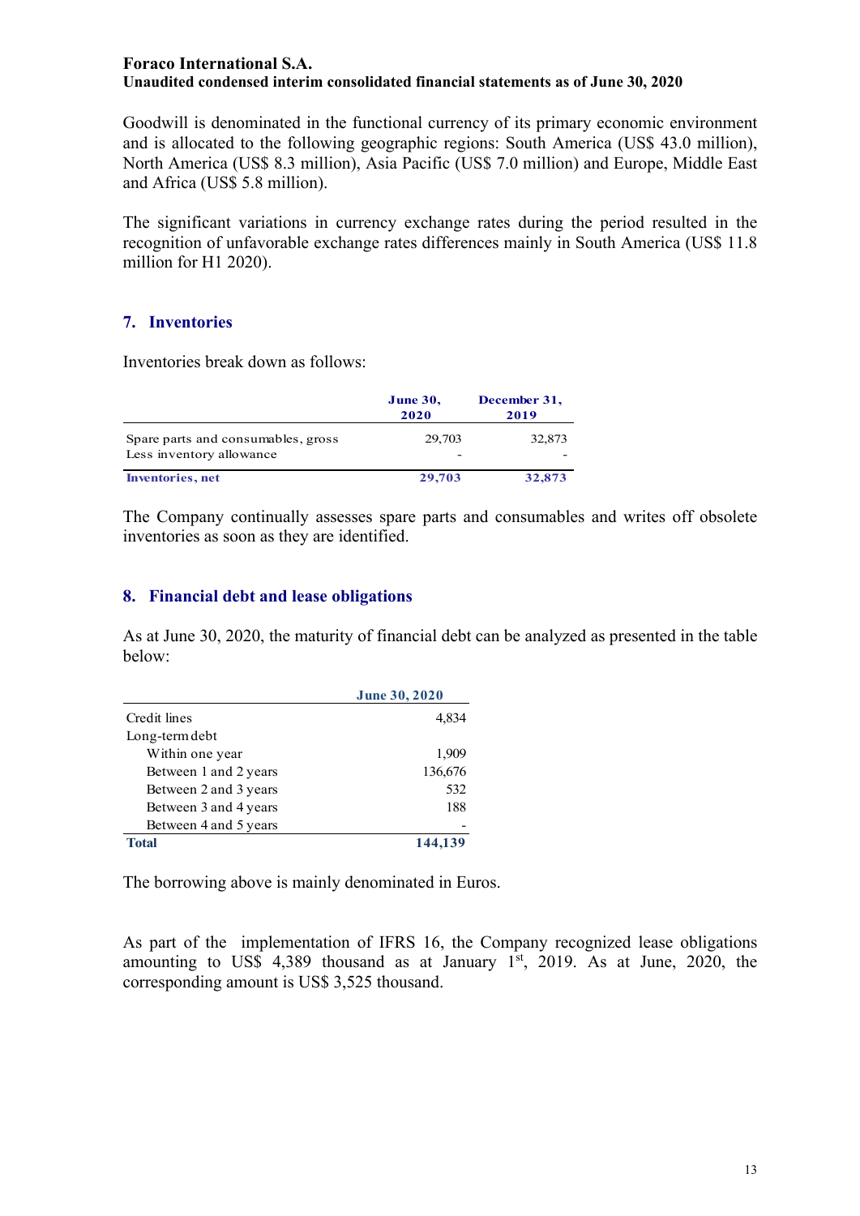Goodwill is denominated in the functional currency of its primary economic environment and is allocated to the following geographic regions: South America (US$ 43.0 million), North America (US$ 8.3 million), Asia Pacific (US$ 7.0 million) and Europe, Middle East and Africa (US$ 5.8 million).

The significant variations in currency exchange rates during the period resulted in the recognition of unfavorable exchange rates differences mainly in South America (US$ 11.8 million for H1 2020).

## 7. Inventories

Inventories break down as follows:

| | June 30, 2020 | December 31, 2019 |
|---|---|---|
| Spare parts and consumables, gross | 29,703 | 32,873 |
| Less inventory allowance | - | - |
| **Inventories, net** | **29,703** | **32,873** |

The Company continually assesses spare parts and consumables and writes off obsolete inventories as soon as they are identified.

## 8. Financial debt and lease obligations

As at June 30, 2020, the maturity of financial debt can be analyzed as presented in the table below:

| | June 30, 2020 |
|---|---|
| Credit lines | 4,834 |
| Long-term debt | |
| Within one year | 1,909 |
| Between 1 and 2 years | 136,676 |
| Between 2 and 3 years | 532 |
| Between 3 and 4 years | 188 |
| Between 4 and 5 years | - |
| **Total** | **144,139** |

The borrowing above is mainly denominated in Euros.

As part of the implementation of IFRS 16, the Company recognized lease obligations amounting to US$ 4,389 thousand as at January 1st, 2019. As at June, 2020, the corresponding amount is US$ 3,525 thousand.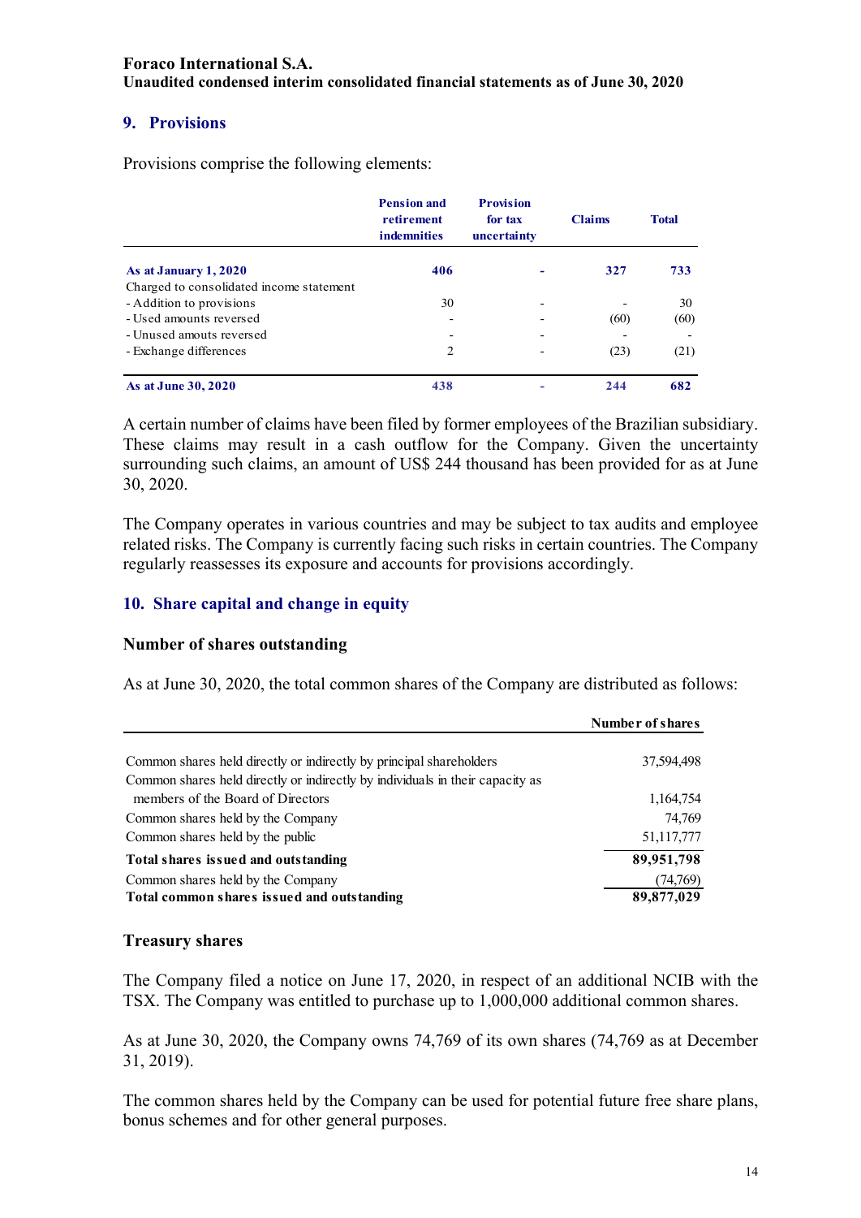## 9. Provisions

Provisions comprise the following elements:

| | Pension and retirement indemnities | Provision for tax uncertainty | Claims | Total |
|---|---|---|---|---|
| **As at January 1, 2020** | **406** | **-** | **327** | **733** |
| Charged to consolidated income statement | | | | |
| - Addition to provisions | 30 | - | - | 30 |
| - Used amounts reversed | - | - | (60) | (60) |
| - Unused amouts reversed | - | - | - | - |
| - Exchange differences | 2 | - | (23) | (21) |
| **As at June 30, 2020** | **438** | **-** | **244** | **682** |

A certain number of claims have been filed by former employees of the Brazilian subsidiary. These claims may result in a cash outflow for the Company. Given the uncertainty surrounding such claims, an amount of US$ 244 thousand has been provided for as at June 30, 2020.

The Company operates in various countries and may be subject to tax audits and employee related risks. The Company is currently facing such risks in certain countries. The Company regularly reassesses its exposure and accounts for provisions accordingly.

## 10. Share capital and change in equity

### Number of shares outstanding

As at June 30, 2020, the total common shares of the Company are distributed as follows:

| | Number of shares |
|---|---|
| Common shares held directly or indirectly by principal shareholders | 37,594,498 |
| Common shares held directly or indirectly by individuals in their capacity as members of the Board of Directors | 1,164,754 |
| Common shares held by the Company | 74,769 |
| Common shares held by the public | 51,117,777 |
| **Total shares issued and outstanding** | **89,951,798** |
| Common shares held by the Company | (74,769) |
| **Total common shares issued and outstanding** | **89,877,029** |

### Treasury shares

The Company filed a notice on June 17, 2020, in respect of an additional NCIB with the TSX. The Company was entitled to purchase up to 1,000,000 additional common shares.

As at June 30, 2020, the Company owns 74,769 of its own shares (74,769 as at December 31, 2019).

The common shares held by the Company can be used for potential future free share plans, bonus schemes and for other general purposes.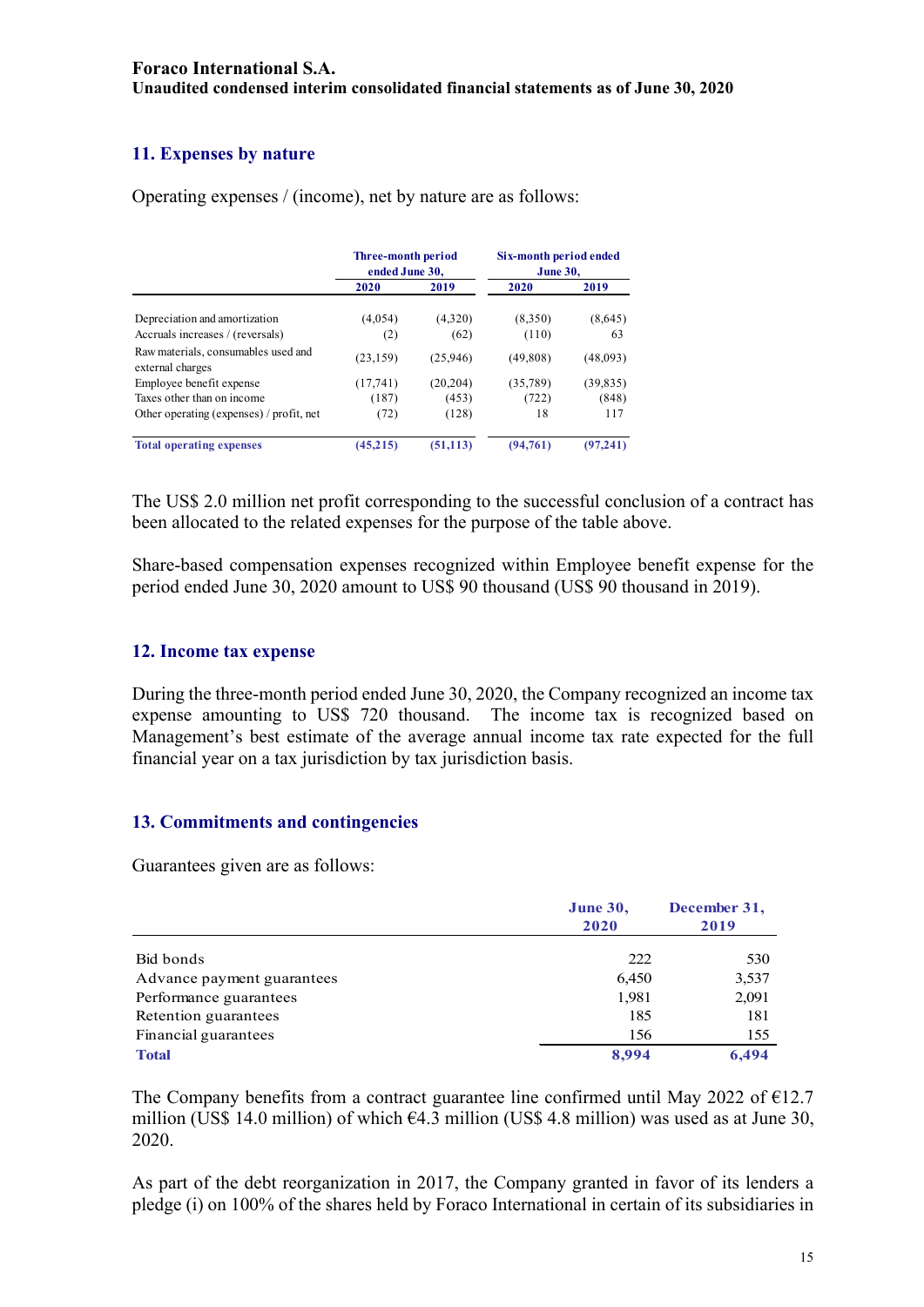## 11. Expenses by nature

Operating expenses / (income), net by nature are as follows:

| | Three-month period ended June 30, | | Six-month period ended June 30, | |
|---|---|---|---|---|
| | 2020 | 2019 | 2020 | 2019 |
| Depreciation and amortization | (4,054) | (4,320) | (8,350) | (8,645) |
| Accruals increases / (reversals) | (2) | (62) | (110) | 63 |
| Raw materials, consumables used and external charges | (23,159) | (25,946) | (49,808) | (48,093) |
| Employee benefit expense | (17,741) | (20,204) | (35,789) | (39,835) |
| Taxes other than on income | (187) | (453) | (722) | (848) |
| Other operating (expenses) / profit, net | (72) | (128) | 18 | 117 |
| **Total operating expenses** | **(45,215)** | **(51,113)** | **(94,761)** | **(97,241)** |

The US$ 2.0 million net profit corresponding to the successful conclusion of a contract has been allocated to the related expenses for the purpose of the table above.

Share-based compensation expenses recognized within Employee benefit expense for the period ended June 30, 2020 amount to US$ 90 thousand (US$ 90 thousand in 2019).

## 12. Income tax expense

During the three-month period ended June 30, 2020, the Company recognized an income tax expense amounting to US$ 720 thousand. The income tax is recognized based on Management's best estimate of the average annual income tax rate expected for the full financial year on a tax jurisdiction by tax jurisdiction basis.

## 13. Commitments and contingencies

Guarantees given are as follows:

| | June 30, 2020 | December 31, 2019 |
|---|---|---|
| Bid bonds | 222 | 530 |
| Advance payment guarantees | 6,450 | 3,537 |
| Performance guarantees | 1,981 | 2,091 |
| Retention guarantees | 185 | 181 |
| Financial guarantees | 156 | 155 |
| **Total** | **8,994** | **6,494** |

The Company benefits from a contract guarantee line confirmed until May 2022 of €12.7 million (US$ 14.0 million) of which €4.3 million (US$ 4.8 million) was used as at June 30, 2020.

As part of the debt reorganization in 2017, the Company granted in favor of its lenders a pledge (i) on 100% of the shares held by Foraco International in certain of its subsidiaries in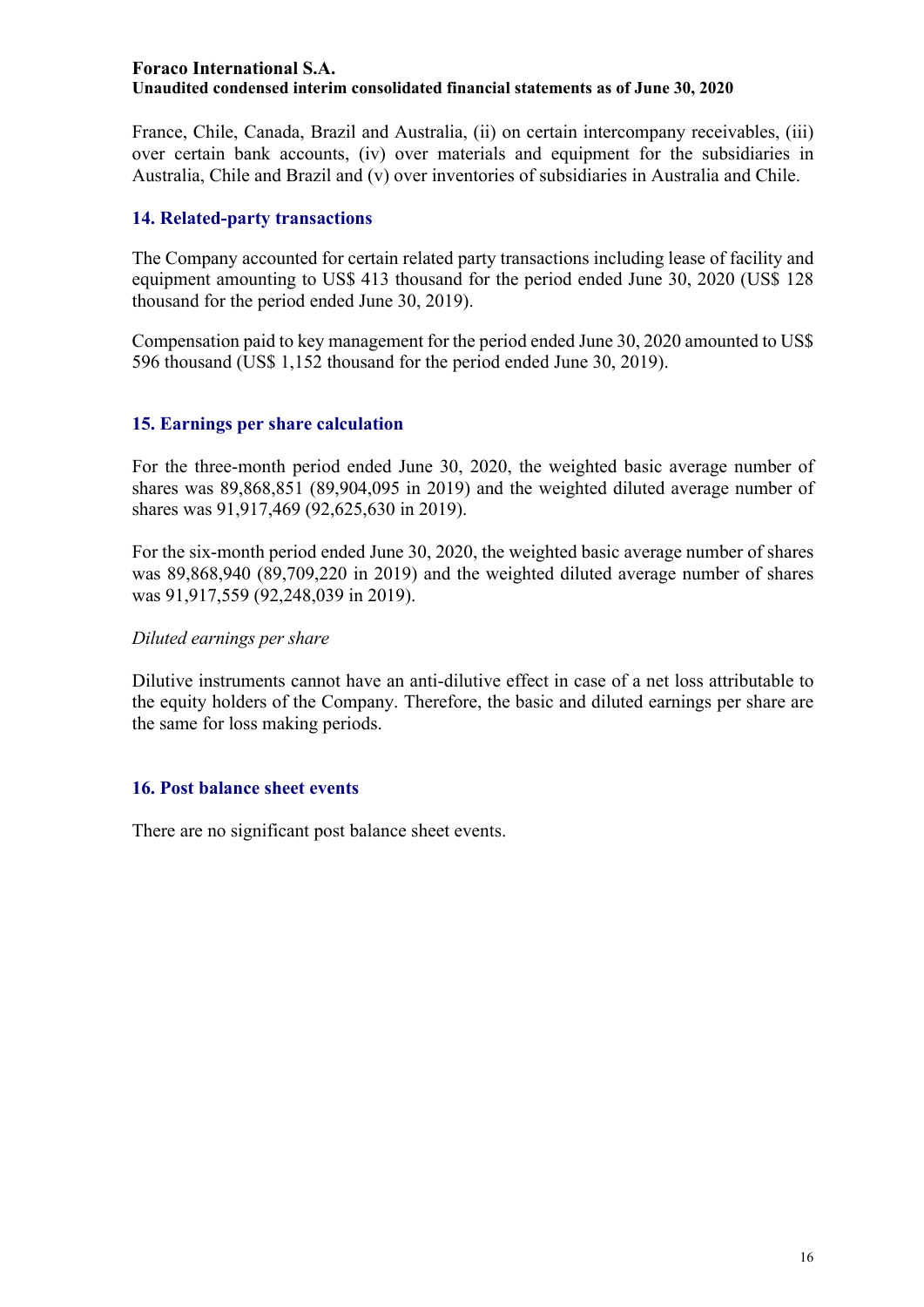France, Chile, Canada, Brazil and Australia, (ii) on certain intercompany receivables, (iii) over certain bank accounts, (iv) over materials and equipment for the subsidiaries in Australia, Chile and Brazil and (v) over inventories of subsidiaries in Australia and Chile.

## 14. Related-party transactions

The Company accounted for certain related party transactions including lease of facility and equipment amounting to US$ 413 thousand for the period ended June 30, 2020 (US$ 128 thousand for the period ended June 30, 2019).

Compensation paid to key management for the period ended June 30, 2020 amounted to US$ 596 thousand (US$ 1,152 thousand for the period ended June 30, 2019).

## 15. Earnings per share calculation

For the three-month period ended June 30, 2020, the weighted basic average number of shares was 89,868,851 (89,904,095 in 2019) and the weighted diluted average number of shares was 91,917,469 (92,625,630 in 2019).

For the six-month period ended June 30, 2020, the weighted basic average number of shares was 89,868,940 (89,709,220 in 2019) and the weighted diluted average number of shares was 91,917,559 (92,248,039 in 2019).

*Diluted earnings per share*

Dilutive instruments cannot have an anti-dilutive effect in case of a net loss attributable to the equity holders of the Company. Therefore, the basic and diluted earnings per share are the same for loss making periods.

## 16. Post balance sheet events

There are no significant post balance sheet events.